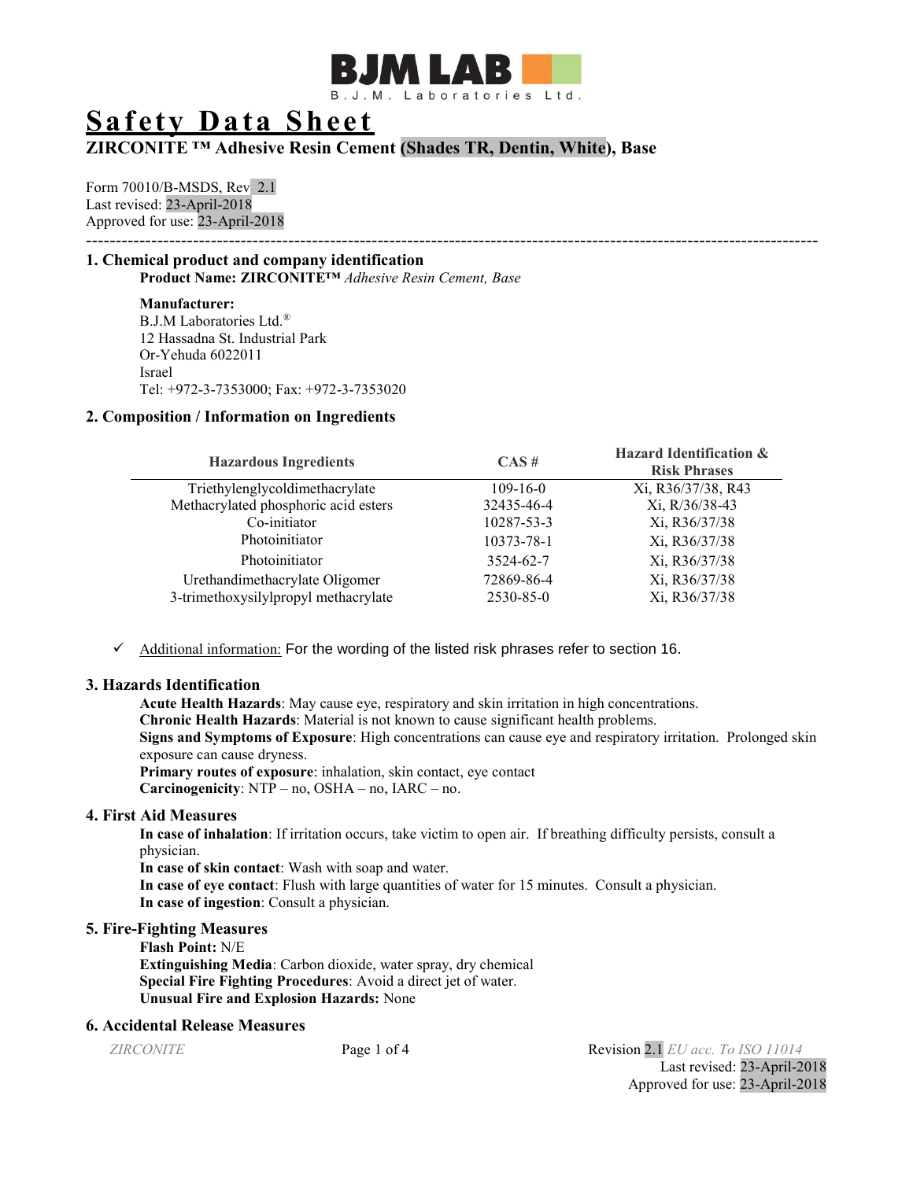# BJM LAB

B.J.M. Laboratories Ltd.

# Safety Data Sheet

## ZIRCONITE ™ Adhesive Resin Cement (Shades TR, Dentin, White), Base

Form 70010/B-MSDS, Rev 2.1
Last revised: 23-April-2018
Approved for use: 23-April-2018

---

### 1. Chemical product and company identification

**Product Name: ZIRCONITE™** *Adhesive Resin Cement, Base*

**Manufacturer:**
B.J.M Laboratories Ltd.®
12 Hassadna St. Industrial Park
Or-Yehuda 6022011
Israel
Tel: +972-3-7353000; Fax: +972-3-7353020

### 2. Composition / Information on Ingredients

| Hazardous Ingredients | CAS # | Hazard Identification & Risk Phrases |
|---|---|---|
| Triethylenglycoldimethacrylate | 109-16-0 | Xi, R36/37/38, R43 |
| Methacrylated phosphoric acid esters | 32435-46-4 | Xi, R/36/38-43 |
| Co-initiator | 10287-53-3 | Xi, R36/37/38 |
| Photoinitiator | 10373-78-1 | Xi, R36/37/38 |
| Photoinitiator | 3524-62-7 | Xi, R36/37/38 |
| Urethandimethacrylate Oligomer | 72869-86-4 | Xi, R36/37/38 |
| 3-trimethoxysilylpropyl methacrylate | 2530-85-0 | Xi, R36/37/38 |

- ✓ Additional information: For the wording of the listed risk phrases refer to section 16.

### 3. Hazards Identification

**Acute Health Hazards**: May cause eye, respiratory and skin irritation in high concentrations.
**Chronic Health Hazards**: Material is not known to cause significant health problems.
**Signs and Symptoms of Exposure**: High concentrations can cause eye and respiratory irritation. Prolonged skin exposure can cause dryness.
**Primary routes of exposure**: inhalation, skin contact, eye contact
**Carcinogenicity**: NTP – no, OSHA – no, IARC – no.

### 4. First Aid Measures

**In case of inhalation**: If irritation occurs, take victim to open air. If breathing difficulty persists, consult a physician.
**In case of skin contact**: Wash with soap and water.
**In case of eye contact**: Flush with large quantities of water for 15 minutes. Consult a physician.
**In case of ingestion**: Consult a physician.

### 5. Fire-Fighting Measures

**Flash Point:** N/E
**Extinguishing Media**: Carbon dioxide, water spray, dry chemical
**Special Fire Fighting Procedures**: Avoid a direct jet of water.
**Unusual Fire and Explosion Hazards:** None

### 6. Accidental Release Measures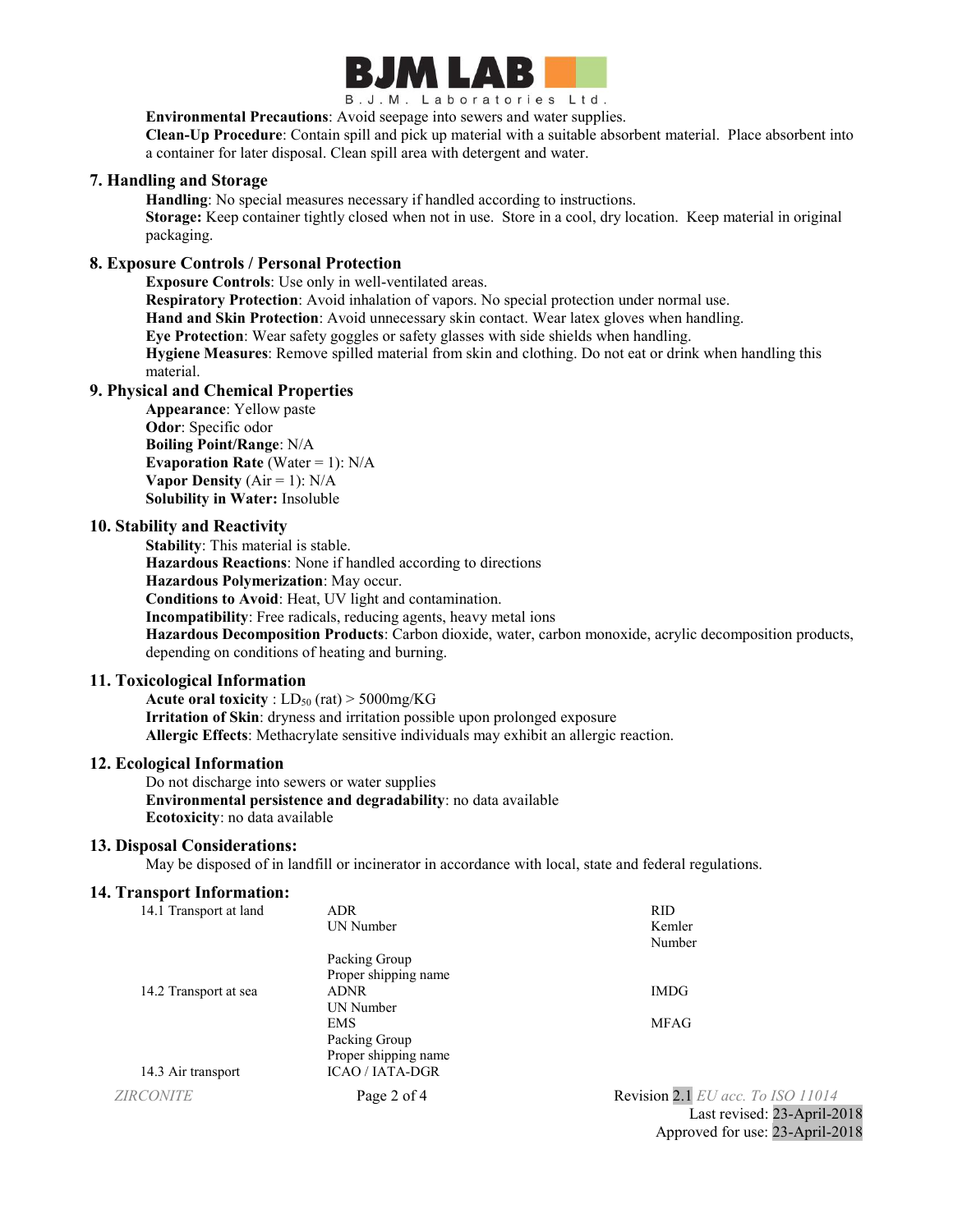**Environmental Precautions**: Avoid seepage into sewers and water supplies.
**Clean-Up Procedure**: Contain spill and pick up material with a suitable absorbent material. Place absorbent into a container for later disposal. Clean spill area with detergent and water.

## 7. Handling and Storage

**Handling**: No special measures necessary if handled according to instructions.
**Storage:** Keep container tightly closed when not in use. Store in a cool, dry location. Keep material in original packaging.

## 8. Exposure Controls / Personal Protection

**Exposure Controls**: Use only in well-ventilated areas.
**Respiratory Protection**: Avoid inhalation of vapors. No special protection under normal use.
**Hand and Skin Protection**: Avoid unnecessary skin contact. Wear latex gloves when handling.
**Eye Protection**: Wear safety goggles or safety glasses with side shields when handling.
**Hygiene Measures**: Remove spilled material from skin and clothing. Do not eat or drink when handling this material.

## 9. Physical and Chemical Properties

**Appearance**: Yellow paste
**Odor**: Specific odor
**Boiling Point/Range**: N/A
**Evaporation Rate** (Water = 1): N/A
**Vapor Density** (Air = 1): N/A
**Solubility in Water:** Insoluble

## 10. Stability and Reactivity

**Stability**: This material is stable.
**Hazardous Reactions**: None if handled according to directions
**Hazardous Polymerization**: May occur.
**Conditions to Avoid**: Heat, UV light and contamination.
**Incompatibility**: Free radicals, reducing agents, heavy metal ions
**Hazardous Decomposition Products**: Carbon dioxide, water, carbon monoxide, acrylic decomposition products, depending on conditions of heating and burning.

## 11. Toxicological Information

**Acute oral toxicity** : $LD_{50}$ (rat) > 5000mg/KG
**Irritation of Skin**: dryness and irritation possible upon prolonged exposure
**Allergic Effects**: Methacrylate sensitive individuals may exhibit an allergic reaction.

## 12. Ecological Information

Do not discharge into sewers or water supplies
**Environmental persistence and degradability**: no data available
**Ecotoxicity**: no data available

## 13. Disposal Considerations:

May be disposed of in landfill or incinerator in accordance with local, state and federal regulations.

## 14. Transport Information:

| | | |
|---|---|---|
| 14.1 Transport at land | ADR | RID |
| | UN Number | Kemler Number |
| | Packing Group | |
| | Proper shipping name | |
| 14.2 Transport at sea | ADNR | IMDG |
| | UN Number | |
| | EMS | MFAG |
| | Packing Group | |
| | Proper shipping name | |
| 14.3 Air transport | ICAO / IATA-DGR | |

*ZIRCONITE* Revision 2.1 *EU acc. To ISO 11014*
Last revised: 23-April-2018
Approved for use: 23-April-2018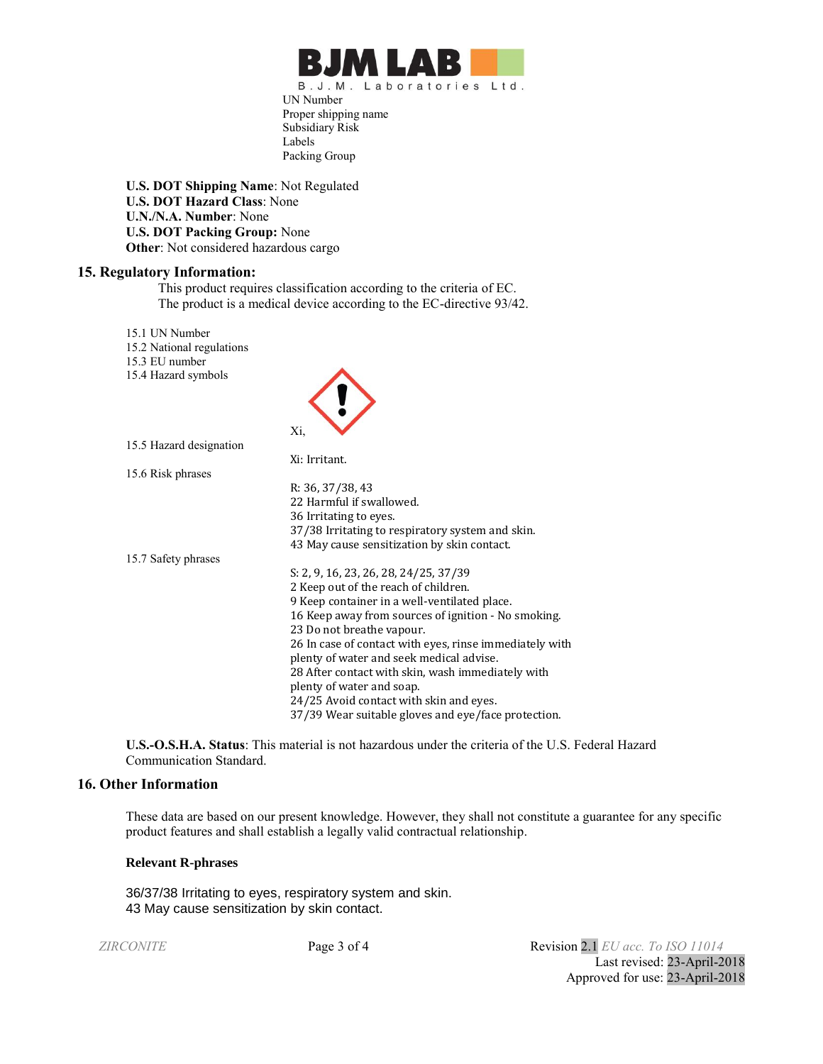UN Number
Proper shipping name
Subsidiary Risk
Labels
Packing Group

**U.S. DOT Shipping Name**: Not Regulated
**U.S. DOT Hazard Class**: None
**U.N./N.A. Number**: None
**U.S. DOT Packing Group:** None
**Other**: Not considered hazardous cargo

## 15. Regulatory Information:

This product requires classification according to the criteria of EC.
The product is a medical device according to the EC-directive 93/42.

15.1 UN Number
15.2 National regulations
15.3 EU number
15.4 Hazard symbols

Xi,

15.5 Hazard designation

Xi: Irritant.

15.6 Risk phrases

R: 36, 37/38, 43
22 Harmful if swallowed.
36 Irritating to eyes.
37/38 Irritating to respiratory system and skin.
43 May cause sensitization by skin contact.

15.7 Safety phrases

S: 2, 9, 16, 23, 26, 28, 24/25, 37/39
2 Keep out of the reach of children.
9 Keep container in a well-ventilated place.
16 Keep away from sources of ignition - No smoking.
23 Do not breathe vapour.
26 In case of contact with eyes, rinse immediately with plenty of water and seek medical advise.
28 After contact with skin, wash immediately with plenty of water and soap.
24/25 Avoid contact with skin and eyes.
37/39 Wear suitable gloves and eye/face protection.

**U.S.-O.S.H.A. Status**: This material is not hazardous under the criteria of the U.S. Federal Hazard Communication Standard.

## 16. Other Information

These data are based on our present knowledge. However, they shall not constitute a guarantee for any specific product features and shall establish a legally valid contractual relationship.

**Relevant R-phrases**

36/37/38 Irritating to eyes, respiratory system and skin.
43 May cause sensitization by skin contact.

Revision 2.1 *EU acc. To ISO 11014*
Last revised: 23-April-2018
Approved for use: 23-April-2018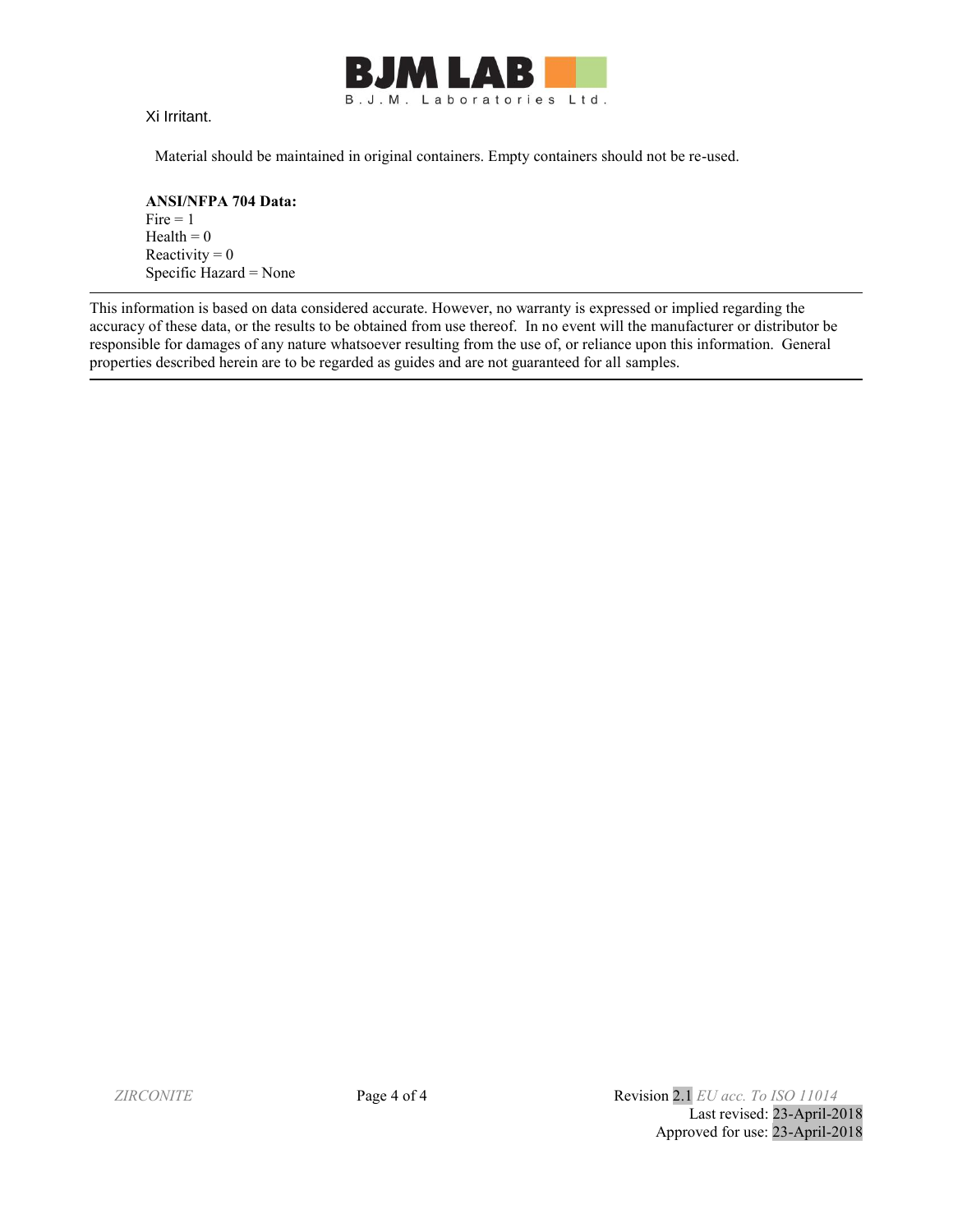Xi Irritant.

Material should be maintained in original containers. Empty containers should not be re-used.

**ANSI/NFPA 704 Data:**
Fire = 1
Health = 0
Reactivity = 0
Specific Hazard = None

---

This information is based on data considered accurate. However, no warranty is expressed or implied regarding the accuracy of these data, or the results to be obtained from use thereof. In no event will the manufacturer or distributor be responsible for damages of any nature whatsoever resulting from the use of, or reliance upon this information. General properties described herein are to be regarded as guides and are not guaranteed for all samples.

---